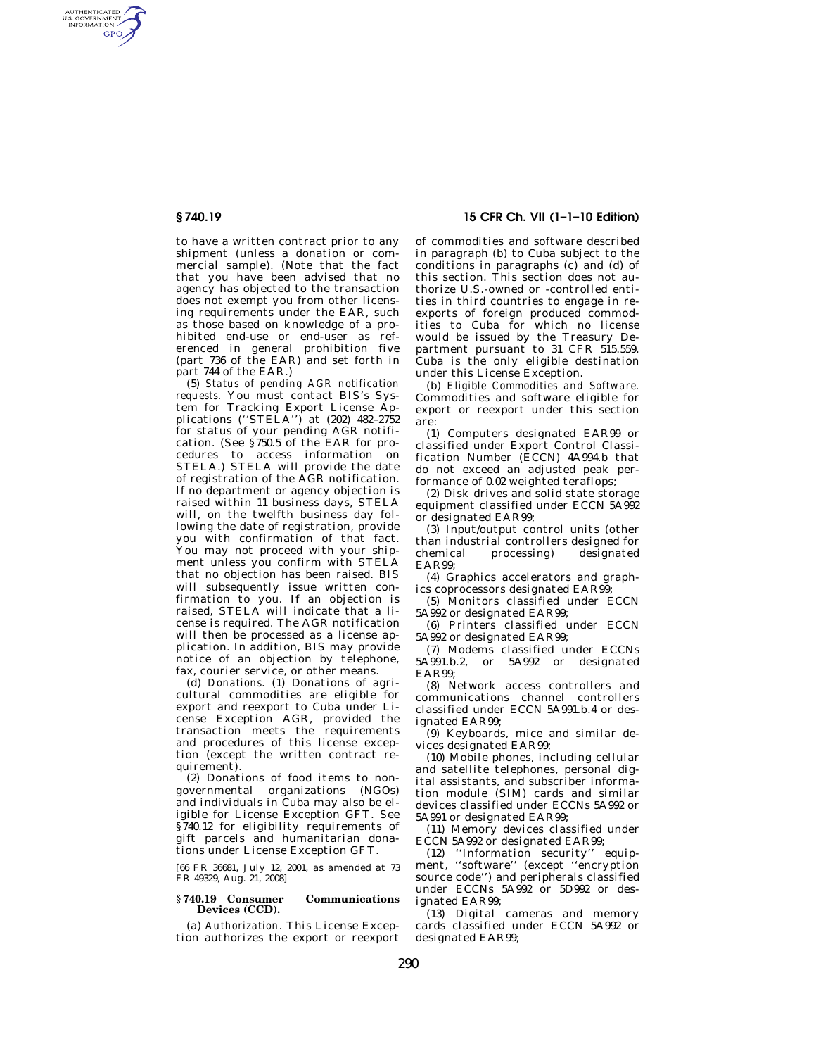to have a written contract prior to any shipment (unless a donation or commercial sample). (Note that the fact that you have been advised that no agency has objected to the transaction does not exempt you from other licensing requirements under the EAR, such as those based on knowledge of a prohibited end-use or end-user as referenced in general prohibition five (part 736 of the EAR) and set forth in part 744 of the EAR.)

(5) *Status of pending AGR notification requests.* You must contact BIS's System for Tracking Export License Applications (''STELA'') at (202) 482–2752 for status of your pending AGR notification. (See §750.5 of the EAR for procedures to access information on STELA.) STELA will provide the date of registration of the AGR notification. If no department or agency objection is raised within 11 business days, STELA will, on the twelfth business day following the date of registration, provide you with confirmation of that fact. You may not proceed with your shipment unless you confirm with STELA that no objection has been raised. BIS will subsequently issue written confirmation to you. If an objection is raised, STELA will indicate that a license is required. The AGR notification will then be processed as a license application. In addition, BIS may provide notice of an objection by telephone, fax, courier service, or other means.

(d) *Donations.* (1) Donations of agricultural commodities are eligible for export and reexport to Cuba under License Exception AGR, provided the transaction meets the requirements and procedures of this license exception (except the written contract requirement).

(2) Donations of food items to nongovernmental organizations (NGOs) and individuals in Cuba may also be eligible for License Exception GFT. See §740.12 for eligibility requirements of gift parcels and humanitarian donations under License Exception GFT.

[66 FR 36681, July 12, 2001, as amended at 73 FR 49329, Aug. 21, 2008]

### §740.19 Consumer Communications Devices (CCD).

(a) *Authorization.* This License Exception authorizes the export or reexport of commodities and software described in paragraph (b) to Cuba subject to the conditions in paragraphs (c) and (d) of this section. This section does not authorize U.S.-owned or -controlled entities in third countries to engage in reexports of foreign produced commodities to Cuba for which no license would be issued by the Treasury Department pursuant to 31 CFR 515.559. Cuba is the only eligible destination under this License Exception.

(b) *Eligible Commodities and Software.* Commodities and software eligible for export or reexport under this section are:

(1) Computers designated EAR99 or classified under Export Control Classification Number (ECCN) 4A994.b that do not exceed an adjusted peak performance of 0.02 weighted teraflops;

(2) Disk drives and solid state storage equipment classified under ECCN 5A992 or designated EAR99;

(3) Input/output control units (other than industrial controllers designed for chemical processing) designated EAR99;

(4) Graphics accelerators and graphics coprocessors designated EAR99;

(5) Monitors classified under ECCN 5A992 or designated EAR99;

(6) Printers classified under ECCN 5A992 or designated EAR99;

(7) Modems classified under ECCNs 5A991.b.2, or 5A992 or designated EAR99;

(8) Network access controllers and communications channel controllers classified under ECCN 5A991.b.4 or designated EAR99;

(9) Keyboards, mice and similar devices designated EAR99;

(10) Mobile phones, including cellular and satellite telephones, personal digital assistants, and subscriber information module (SIM) cards and similar devices classified under ECCNs 5A992 or 5A991 or designated EAR99;

(11) Memory devices classified under ECCN 5A992 or designated EAR99;

(12) ''Information security'' equipment, ''software'' (except ''encryption source code'') and peripherals classified under ECCNs 5A992 or 5D992 or designated EAR99;

(13) Digital cameras and memory cards classified under ECCN 5A992 or designated EAR99;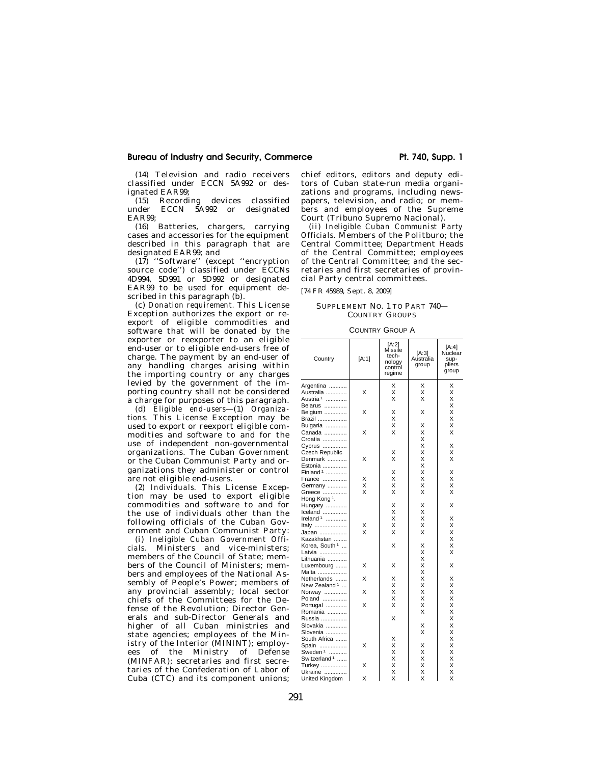(14) Television and radio receivers classified under ECCN 5A992 or designated EAR99;

(15) Recording devices classified under ECCN 5A992 or designated EAR99;

(16) Batteries, chargers, carrying cases and accessories for the equipment described in this paragraph that are designated EAR99; and

(17) ''Software'' (except ''encryption source code'') classified under ECCNs 4D994, 5D991 or 5D992 or designated EAR99 to be used for equipment described in this paragraph (b).

(c) *Donation requirement.* This License Exception authorizes the export or reexport of eligible commodities and software that will be donated by the exporter or reexporter to an eligible end-user or to eligible end-users free of charge. The payment by an end-user of any handling charges arising within the importing country or any charges levied by the government of the importing country shall not be considered a charge for purposes of this paragraph.

(d) *Eligible end-users*—(1) *Organizations.* This License Exception may be used to export or reexport eligible commodities and software to and for the use of independent non-governmental organizations. The Cuban Government or the Cuban Communist Party and organizations they administer or control are not eligible end-users.

(2) *Individuals.* This License Exception may be used to export eligible commodities and software to and for the use of individuals other than the following officials of the Cuban Government and Cuban Communist Party:

(i) *Ineligible Cuban Government Officials.* Ministers and vice-ministers; members of the Council of State; members of the Council of Ministers; members and employees of the National Assembly of People's Power; members of any provincial assembly; local sector chiefs of the Committees for the Defense of the Revolution; Director Generals and sub-Director Generals and higher of all Cuban ministries and state agencies; employees of the Ministry of the Interior (MININT); employees of the Ministry of Defense (MINFAR); secretaries and first secretaries of the Confederation of Labor of Cuba (CTC) and its component unions; chief editors, editors and deputy editors of Cuban state-run media organizations and programs, including newspapers, television, and radio; or members and employees of the Supreme Court (Tribuno Supremo Nacional).

(ii) *Ineligible Cuban Communist Party Officials.* Members of the Politburo; the Central Committee; Department Heads of the Central Committee; employees of the Central Committee; and the secretaries and first secretaries of provincial Party central committees.

[74 FR 45989, Sept. 8, 2009]

## SUPPLEMENT NO. 1 TO PART 740—COUNTRY GROUPS

COUNTRY GROUP A

| Country | [A:1] | [A:2] Missile technology control regime | [A:3] Australia group | [A:4] Nuclear suppliers group |
|---|---|---|---|---|
| Argentina | | X | X | X |
| Australia | X | X | X | X |
| Austria [1] | | X | X | X |
| Belarus | | | | X |
| Belgium | X | X | X | X |
| Brazil | | X | | X |
| Bulgaria | | X | X | X |
| Canada | X | X | X | X |
| Croatia | | | X | |
| Cyprus | | | X | X |
| Czech Republic | | X | X | X |
| Denmark | X | X | X | X |
| Estonia | | | X | |
| Finland [1] | | X | X | X |
| France | X | X | X | X |
| Germany | X | X | X | X |
| Greece | X | X | X | X |
| Hong Kong [1]. | | | | |
| Hungary | | X | X | X |
| Iceland | | X | X | |
| Ireland [1] | | X | X | X |
| Italy | X | X | X | X |
| Japan | X | X | X | X |
| Kazakhstan | | | | X |
| Korea, South [1] | | X | X | X |
| Latvia | | | X | X |
| Lithuania | | | X | |
| Luxembourg | X | X | X | X |
| Malta | | | X | |
| Netherlands | X | X | X | X |
| New Zealand [1] | | X | X | X |
| Norway | X | X | X | X |
| Poland | | X | X | X |
| Portugal | X | X | X | X |
| Romania | | | X | X |
| Russia | | X | | X |
| Slovakia | | | X | X |
| Slovenia | | | X | X |
| South Africa | | X | | X |
| Spain | X | X | X | X |
| Sweden [1] | | X | X | X |
| Switzerland [1] | | X | X | X |
| Turkey | X | X | X | X |
| Ukraine | | X | X | X |
| United Kingdom | X | X | X | X |